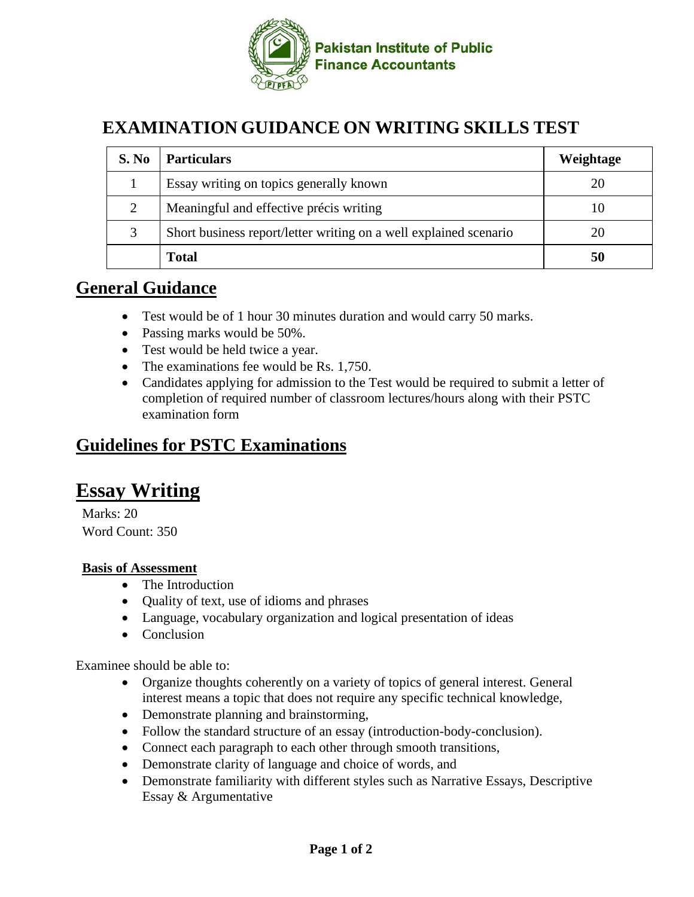Pakistan Institute of Public Finance Accountants

# EXAMINATION GUIDANCE ON WRITING SKILLS TEST

| S. No | Particulars | Weightage |
|---|---|---|
| 1 | Essay writing on topics generally known | 20 |
| 2 | Meaningful and effective précis writing | 10 |
| 3 | Short business report/letter writing on a well explained scenario | 20 |
| | **Total** | **50** |

## General Guidance

- Test would be of 1 hour 30 minutes duration and would carry 50 marks.
- Passing marks would be 50%.
- Test would be held twice a year.
- The examinations fee would be Rs. 1,750.
- Candidates applying for admission to the Test would be required to submit a letter of completion of required number of classroom lectures/hours along with their PSTC examination form

## Guidelines for PSTC Examinations

# Essay Writing

Marks: 20
Word Count: 350

**Basis of Assessment**

- The Introduction
- Quality of text, use of idioms and phrases
- Language, vocabulary organization and logical presentation of ideas
- Conclusion

Examinee should be able to:

- Organize thoughts coherently on a variety of topics of general interest. General interest means a topic that does not require any specific technical knowledge,
- Demonstrate planning and brainstorming,
- Follow the standard structure of an essay (introduction-body-conclusion).
- Connect each paragraph to each other through smooth transitions,
- Demonstrate clarity of language and choice of words, and
- Demonstrate familiarity with different styles such as Narrative Essays, Descriptive Essay & Argumentative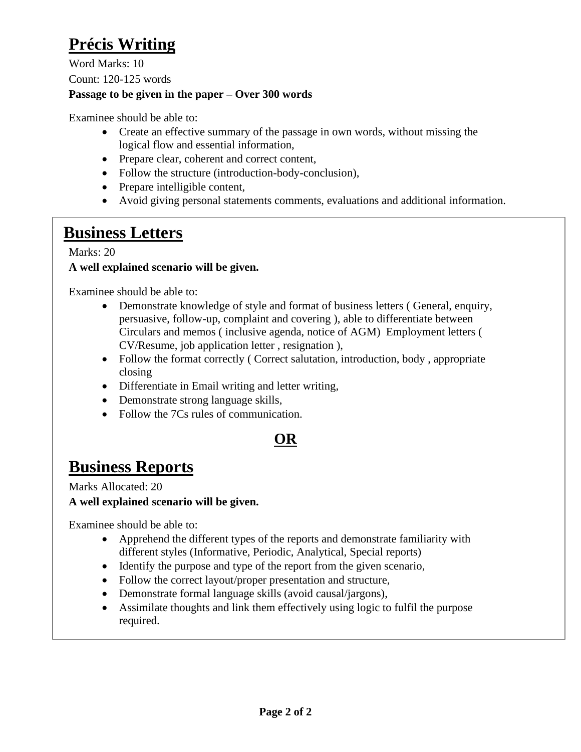# **Précis Writing**

Word Marks: 10

Count: 120-125 words

**Passage to be given in the paper – Over 300 words**

Examinee should be able to:

- Create an effective summary of the passage in own words, without missing the logical flow and essential information,
- Prepare clear, coherent and correct content,
- Follow the structure (introduction-body-conclusion),
- Prepare intelligible content,
- Avoid giving personal statements comments, evaluations and additional information.

# **Business Letters**

Marks: 20

**A well explained scenario will be given.**

Examinee should be able to:

- Demonstrate knowledge of style and format of business letters ( General, enquiry, persuasive, follow-up, complaint and covering ), able to differentiate between Circulars and memos ( inclusive agenda, notice of AGM) Employment letters ( CV/Resume, job application letter , resignation ),
- Follow the format correctly ( Correct salutation, introduction, body , appropriate closing
- Differentiate in Email writing and letter writing,
- Demonstrate strong language skills,
- Follow the 7Cs rules of communication.

**OR**

# **Business Reports**

Marks Allocated: 20

**A well explained scenario will be given.**

Examinee should be able to:

- Apprehend the different types of the reports and demonstrate familiarity with different styles (Informative, Periodic, Analytical, Special reports)
- Identify the purpose and type of the report from the given scenario,
- Follow the correct layout/proper presentation and structure,
- Demonstrate formal language skills (avoid causal/jargons),
- Assimilate thoughts and link them effectively using logic to fulfil the purpose required.